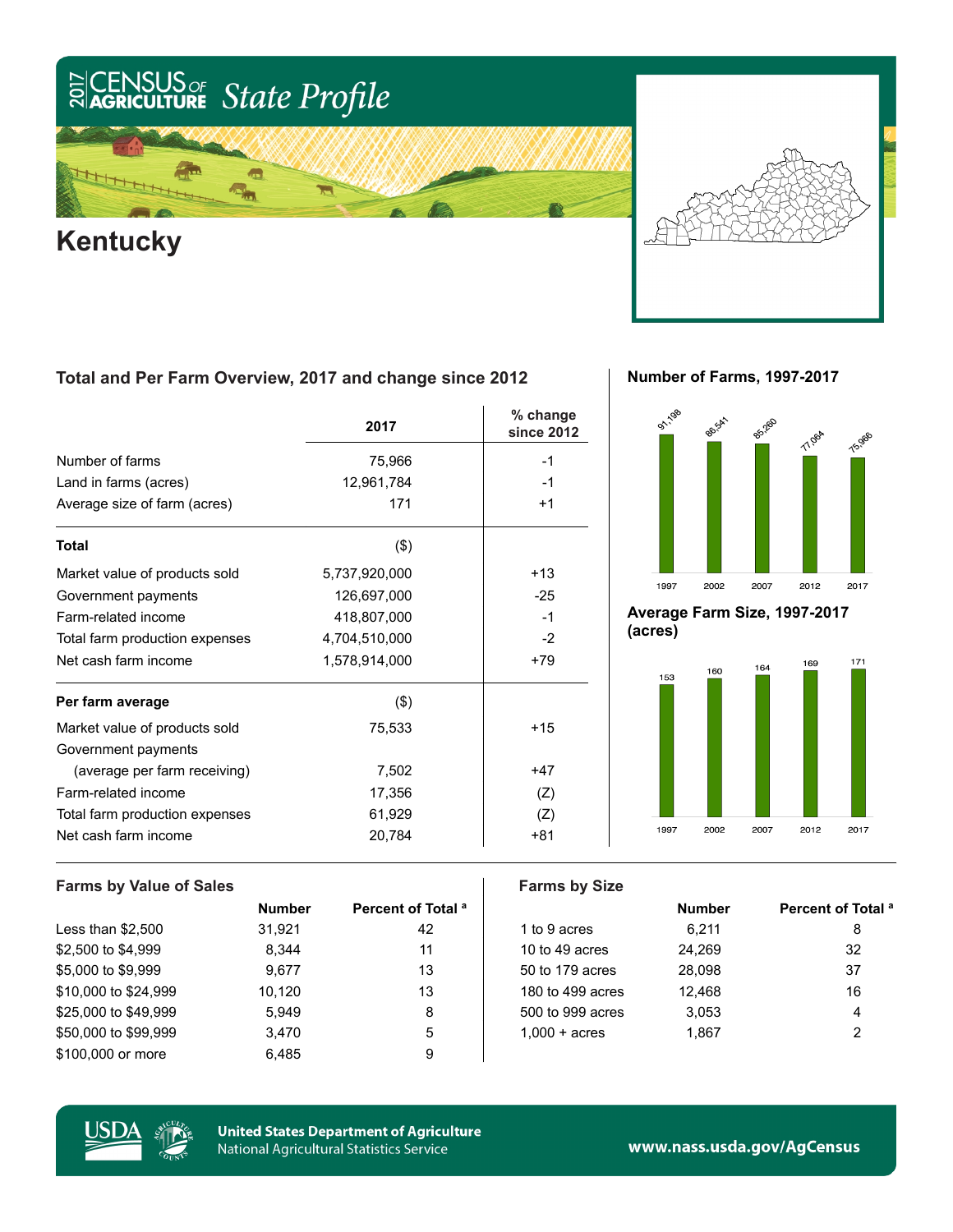# 2017 Census of Agriculture State Profile

## Kentucky

### Total and Per Farm Overview, 2017 and change since 2012

| | 2017 | % change since 2012 |
|---|---|---|
| Number of farms | 75,966 | -1 |
| Land in farms (acres) | 12,961,784 | -1 |
| Average size of farm (acres) | 171 | +1 |
| **Total** | ($) | |
| Market value of products sold | 5,737,920,000 | +13 |
| Government payments | 126,697,000 | -25 |
| Farm-related income | 418,807,000 | -1 |
| Total farm production expenses | 4,704,510,000 | -2 |
| Net cash farm income | 1,578,914,000 | +79 |
| **Per farm average** | ($) | |
| Market value of products sold | 75,533 | +15 |
| Government payments (average per farm receiving) | 7,502 | +47 |
| Farm-related income | 17,356 | (Z) |
| Total farm production expenses | 61,929 | (Z) |
| Net cash farm income | 20,784 | +81 |

### Number of Farms, 1997-2017

| Year | Number of farms |
|---|---|
| 1997 | 91,198 |
| 2002 | 86,541 |
| 2007 | 85,260 |
| 2012 | 77,064 |
| 2017 | 75,966 |

### Average Farm Size, 1997-2017 (acres)

| Year | Acres |
|---|---|
| 1997 | 153 |
| 2002 | 160 |
| 2007 | 164 |
| 2012 | 169 |
| 2017 | 171 |

### Farms by Value of Sales

| | Number | Percent of Total [a] |
|---|---|---|
| Less than $2,500 | 31,921 | 42 |
| $2,500 to $4,999 | 8,344 | 11 |
| $5,000 to $9,999 | 9,677 | 13 |
| $10,000 to $24,999 | 10,120 | 13 |
| $25,000 to $49,999 | 5,949 | 8 |
| $50,000 to $99,999 | 3,470 | 5 |
| $100,000 or more | 6,485 | 9 |

### Farms by Size

| | Number | Percent of Total [a] |
|---|---|---|
| 1 to 9 acres | 6,211 | 8 |
| 10 to 49 acres | 24,269 | 32 |
| 50 to 179 acres | 28,098 | 37 |
| 180 to 499 acres | 12,468 | 16 |
| 500 to 999 acres | 3,053 | 4 |
| 1,000 + acres | 1,867 | 2 |

USDA United States Department of Agriculture National Agricultural Statistics Service

www.nass.usda.gov/AgCensus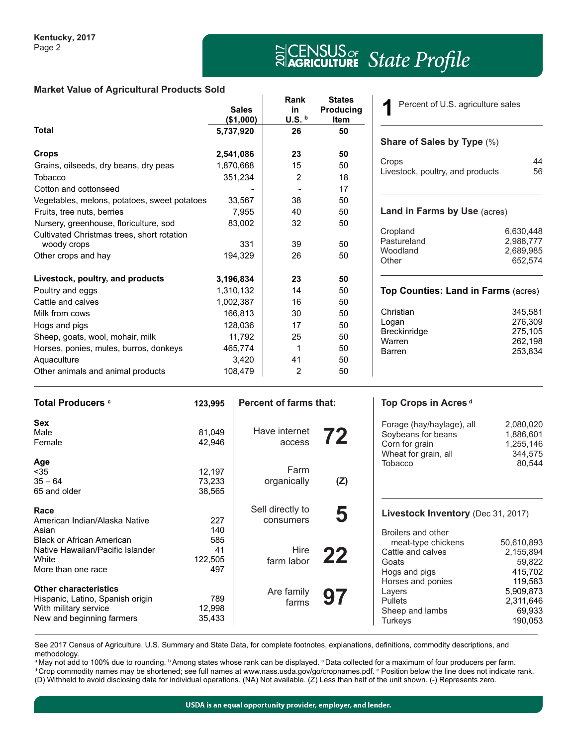# 2017 Census of Agriculture State Profile

## Market Value of Agricultural Products Sold

| | Sales ($1,000) | Rank in U.S. [b] | States Producing Item |
|---|---|---|---|
| **Total** | **5,737,920** | **26** | **50** |
| **Crops** | **2,541,086** | **23** | **50** |
| Grains, oilseeds, dry beans, dry peas | 1,870,668 | 15 | 50 |
| Tobacco | 351,234 | 2 | 18 |
| Cotton and cottonseed | - | - | 17 |
| Vegetables, melons, potatoes, sweet potatoes | 33,567 | 38 | 50 |
| Fruits, tree nuts, berries | 7,955 | 40 | 50 |
| Nursery, greenhouse, floriculture, sod | 83,002 | 32 | 50 |
| Cultivated Christmas trees, short rotation woody crops | 331 | 39 | 50 |
| Other crops and hay | 194,329 | 26 | 50 |
| **Livestock, poultry, and products** | **3,196,834** | **23** | **50** |
| Poultry and eggs | 1,310,132 | 14 | 50 |
| Cattle and calves | 1,002,387 | 16 | 50 |
| Milk from cows | 166,813 | 30 | 50 |
| Hogs and pigs | 128,036 | 17 | 50 |
| Sheep, goats, wool, mohair, milk | 11,792 | 25 | 50 |
| Horses, ponies, mules, burros, donkeys | 465,774 | 1 | 50 |
| Aquaculture | 3,420 | 41 | 50 |
| Other animals and animal products | 108,479 | 2 | 50 |

**1** Percent of U.S. agriculture sales

### Share of Sales by Type (%)

| | |
|---|---|
| Crops | 44 |
| Livestock, poultry, and products | 56 |

### Land in Farms by Use (acres)

| | |
|---|---|
| Cropland | 6,630,448 |
| Pastureland | 2,988,777 |
| Woodland | 2,689,985 |
| Other | 652,574 |

### Top Counties: Land in Farms (acres)

| | |
|---|---|
| Christian | 345,581 |
| Logan | 276,309 |
| Breckinridge | 275,105 |
| Warren | 262,198 |
| Barren | 253,834 |

## Total Producers [c] 123,995

| | |
|---|---|
| **Sex** | |
| Male | 81,049 |
| Female | 42,946 |
| **Age** | |
| <35 | 12,197 |
| 35 – 64 | 73,233 |
| 65 and older | 38,565 |
| **Race** | |
| American Indian/Alaska Native | 227 |
| Asian | 140 |
| Black or African American | 585 |
| Native Hawaiian/Pacific Islander | 41 |
| White | 122,505 |
| More than one race | 497 |
| **Other characteristics** | |
| Hispanic, Latino, Spanish origin | 789 |
| With military service | 12,998 |
| New and beginning farmers | 35,433 |

### Percent of farms that:

| | |
|---|---|
| Have internet access | 72 |
| Farm organically | (Z) |
| Sell directly to consumers | 5 |
| Hire farm labor | 22 |
| Are family farms | 97 |

### Top Crops in Acres [d]

| | |
|---|---|
| Forage (hay/haylage), all | 2,080,020 |
| Soybeans for beans | 1,886,601 |
| Corn for grain | 1,255,146 |
| Wheat for grain, all | 344,575 |
| Tobacco | 80,544 |

### Livestock Inventory (Dec 31, 2017)

| | |
|---|---|
| Broilers and other meat-type chickens | 50,610,893 |
| Cattle and calves | 2,155,894 |
| Goats | 59,822 |
| Hogs and pigs | 415,702 |
| Horses and ponies | 119,583 |
| Layers | 5,909,873 |
| Pullets | 2,311,646 |
| Sheep and lambs | 69,933 |
| Turkeys | 190,053 |

See 2017 Census of Agriculture, U.S. Summary and State Data, for complete footnotes, explanations, definitions, commodity descriptions, and methodology.

[a] May not add to 100% due to rounding. [b] Among states whose rank can be displayed. [c] Data collected for a maximum of four producers per farm.
[d] Crop commodity names may be shortened; see full names at www.nass.usda.gov/go/cropnames.pdf. [e] Position below the line does not indicate rank.
(D) Withheld to avoid disclosing data for individual operations. (NA) Not available. (Z) Less than half of the unit shown. (-) Represents zero.

USDA is an equal opportunity provider, employer, and lender.